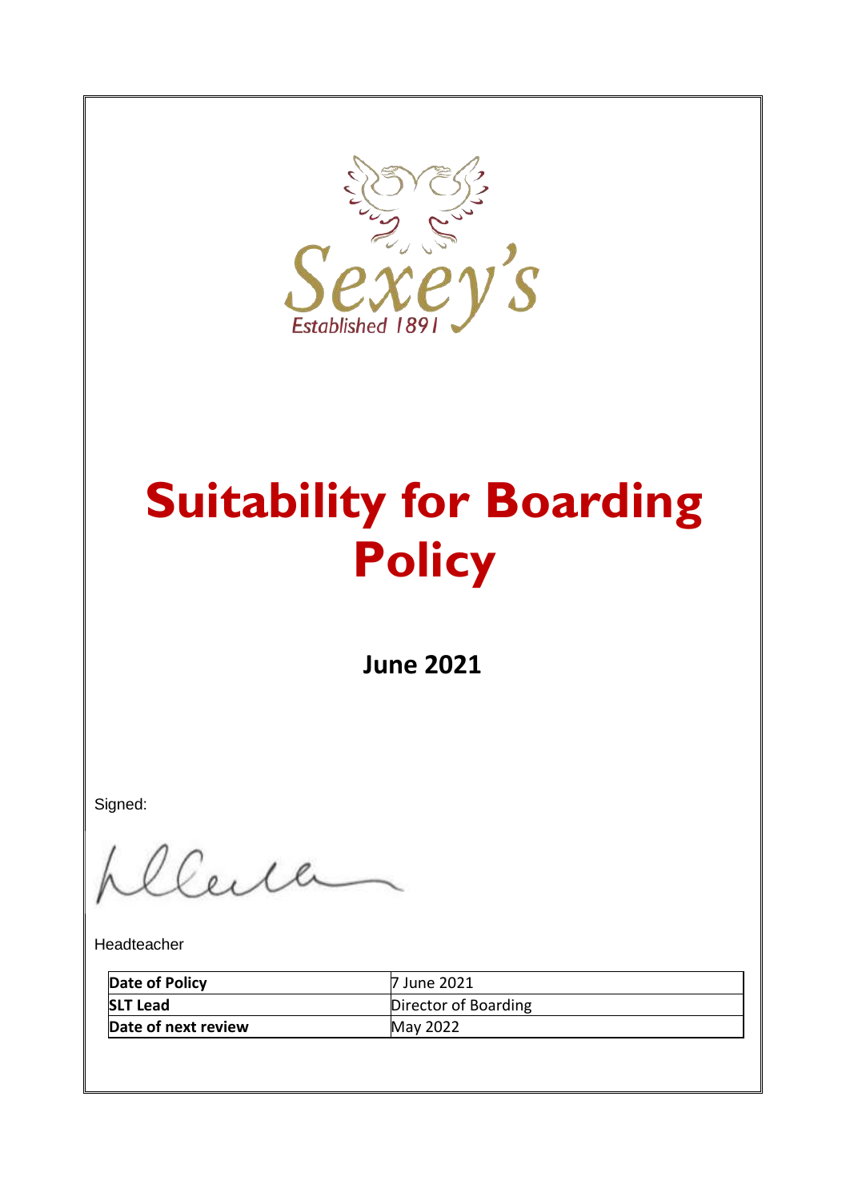Sexey's

Established 1891

# Suitability for Boarding Policy

**June 2021**

Signed:

Headteacher

| **Date of Policy** | 7 June 2021 |
|---|---|
| **SLT Lead** | Director of Boarding |
| **Date of next review** | May 2022 |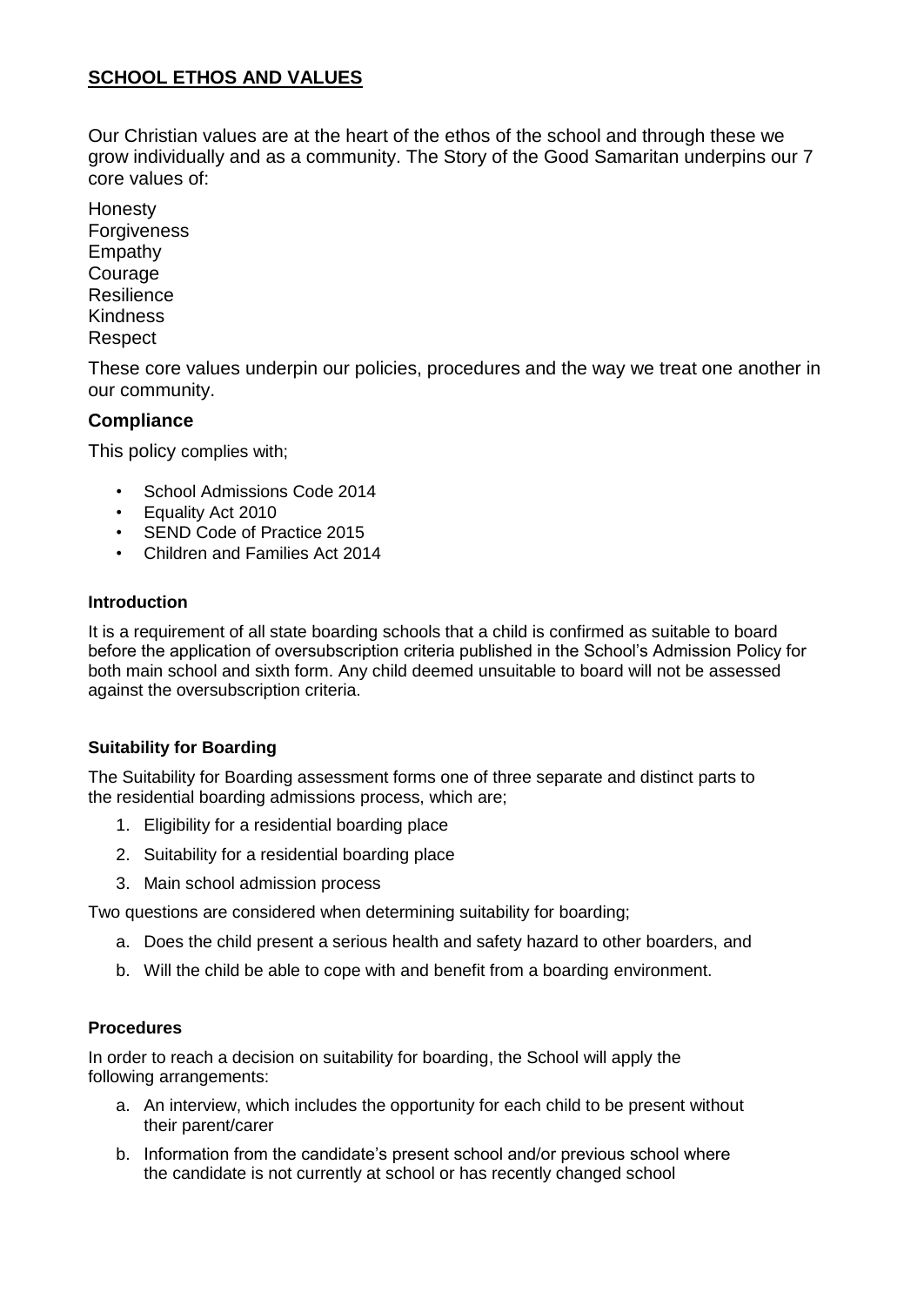## SCHOOL ETHOS AND VALUES

Our Christian values are at the heart of the ethos of the school and through these we grow individually and as a community. The Story of the Good Samaritan underpins our 7 core values of:

Honesty
Forgiveness
Empathy
Courage
Resilience
Kindness
Respect

These core values underpin our policies, procedures and the way we treat one another in our community.

### Compliance

This policy complies with;

- School Admissions Code 2014
- Equality Act 2010
- SEND Code of Practice 2015
- Children and Families Act 2014

#### Introduction

It is a requirement of all state boarding schools that a child is confirmed as suitable to board before the application of oversubscription criteria published in the School's Admission Policy for both main school and sixth form. Any child deemed unsuitable to board will not be assessed against the oversubscription criteria.

#### Suitability for Boarding

The Suitability for Boarding assessment forms one of three separate and distinct parts to the residential boarding admissions process, which are;

1. Eligibility for a residential boarding place
2. Suitability for a residential boarding place
3. Main school admission process

Two questions are considered when determining suitability for boarding;

a. Does the child present a serious health and safety hazard to other boarders, and
b. Will the child be able to cope with and benefit from a boarding environment.

#### Procedures

In order to reach a decision on suitability for boarding, the School will apply the following arrangements:

a. An interview, which includes the opportunity for each child to be present without their parent/carer
b. Information from the candidate's present school and/or previous school where the candidate is not currently at school or has recently changed school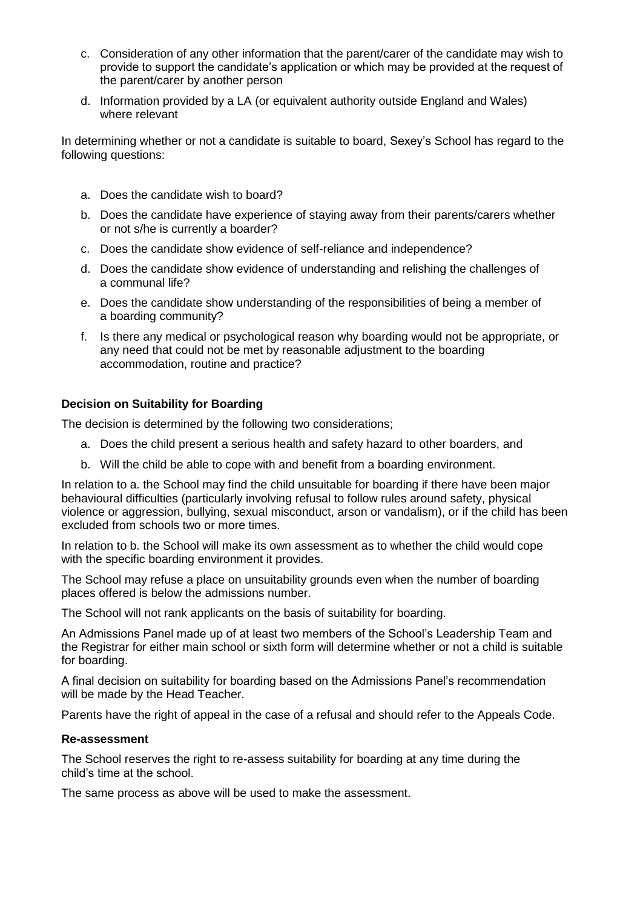c. Consideration of any other information that the parent/carer of the candidate may wish to provide to support the candidate's application or which may be provided at the request of the parent/carer by another person

d. Information provided by a LA (or equivalent authority outside England and Wales) where relevant

In determining whether or not a candidate is suitable to board, Sexey's School has regard to the following questions:

a. Does the candidate wish to board?

b. Does the candidate have experience of staying away from their parents/carers whether or not s/he is currently a boarder?

c. Does the candidate show evidence of self-reliance and independence?

d. Does the candidate show evidence of understanding and relishing the challenges of a communal life?

e. Does the candidate show understanding of the responsibilities of being a member of a boarding community?

f. Is there any medical or psychological reason why boarding would not be appropriate, or any need that could not be met by reasonable adjustment to the boarding accommodation, routine and practice?

**Decision on Suitability for Boarding**

The decision is determined by the following two considerations;

a. Does the child present a serious health and safety hazard to other boarders, and

b. Will the child be able to cope with and benefit from a boarding environment.

In relation to a. the School may find the child unsuitable for boarding if there have been major behavioural difficulties (particularly involving refusal to follow rules around safety, physical violence or aggression, bullying, sexual misconduct, arson or vandalism), or if the child has been excluded from schools two or more times.

In relation to b. the School will make its own assessment as to whether the child would cope with the specific boarding environment it provides.

The School may refuse a place on unsuitability grounds even when the number of boarding places offered is below the admissions number.

The School will not rank applicants on the basis of suitability for boarding.

An Admissions Panel made up of at least two members of the School's Leadership Team and the Registrar for either main school or sixth form will determine whether or not a child is suitable for boarding.

A final decision on suitability for boarding based on the Admissions Panel's recommendation will be made by the Head Teacher.

Parents have the right of appeal in the case of a refusal and should refer to the Appeals Code.

**Re-assessment**

The School reserves the right to re-assess suitability for boarding at any time during the child's time at the school.

The same process as above will be used to make the assessment.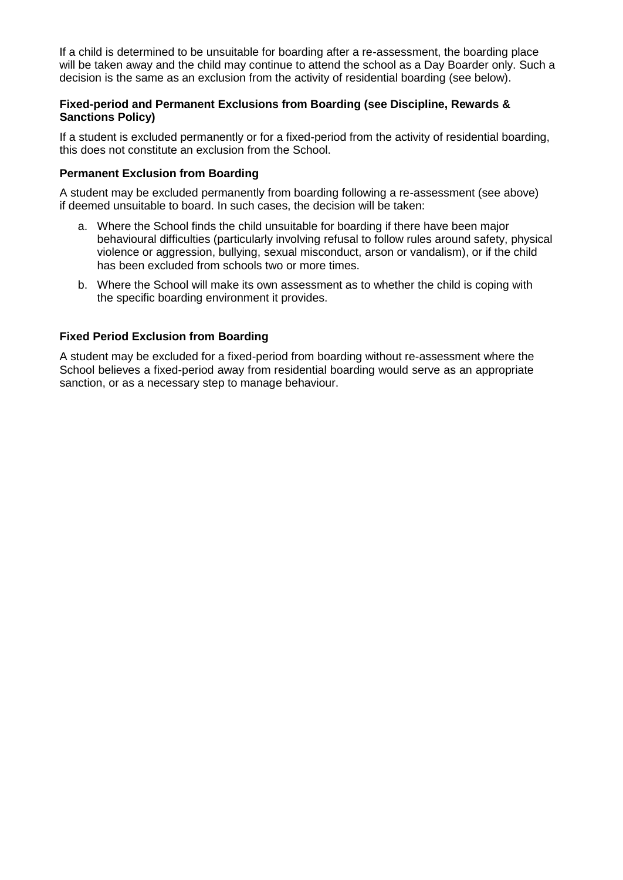If a child is determined to be unsuitable for boarding after a re-assessment, the boarding place will be taken away and the child may continue to attend the school as a Day Boarder only. Such a decision is the same as an exclusion from the activity of residential boarding (see below).

### Fixed-period and Permanent Exclusions from Boarding (see Discipline, Rewards & Sanctions Policy)

If a student is excluded permanently or for a fixed-period from the activity of residential boarding, this does not constitute an exclusion from the School.

### Permanent Exclusion from Boarding

A student may be excluded permanently from boarding following a re-assessment (see above) if deemed unsuitable to board. In such cases, the decision will be taken:

a. Where the School finds the child unsuitable for boarding if there have been major behavioural difficulties (particularly involving refusal to follow rules around safety, physical violence or aggression, bullying, sexual misconduct, arson or vandalism), or if the child has been excluded from schools two or more times.

b. Where the School will make its own assessment as to whether the child is coping with the specific boarding environment it provides.

### Fixed Period Exclusion from Boarding

A student may be excluded for a fixed-period from boarding without re-assessment where the School believes a fixed-period away from residential boarding would serve as an appropriate sanction, or as a necessary step to manage behaviour.